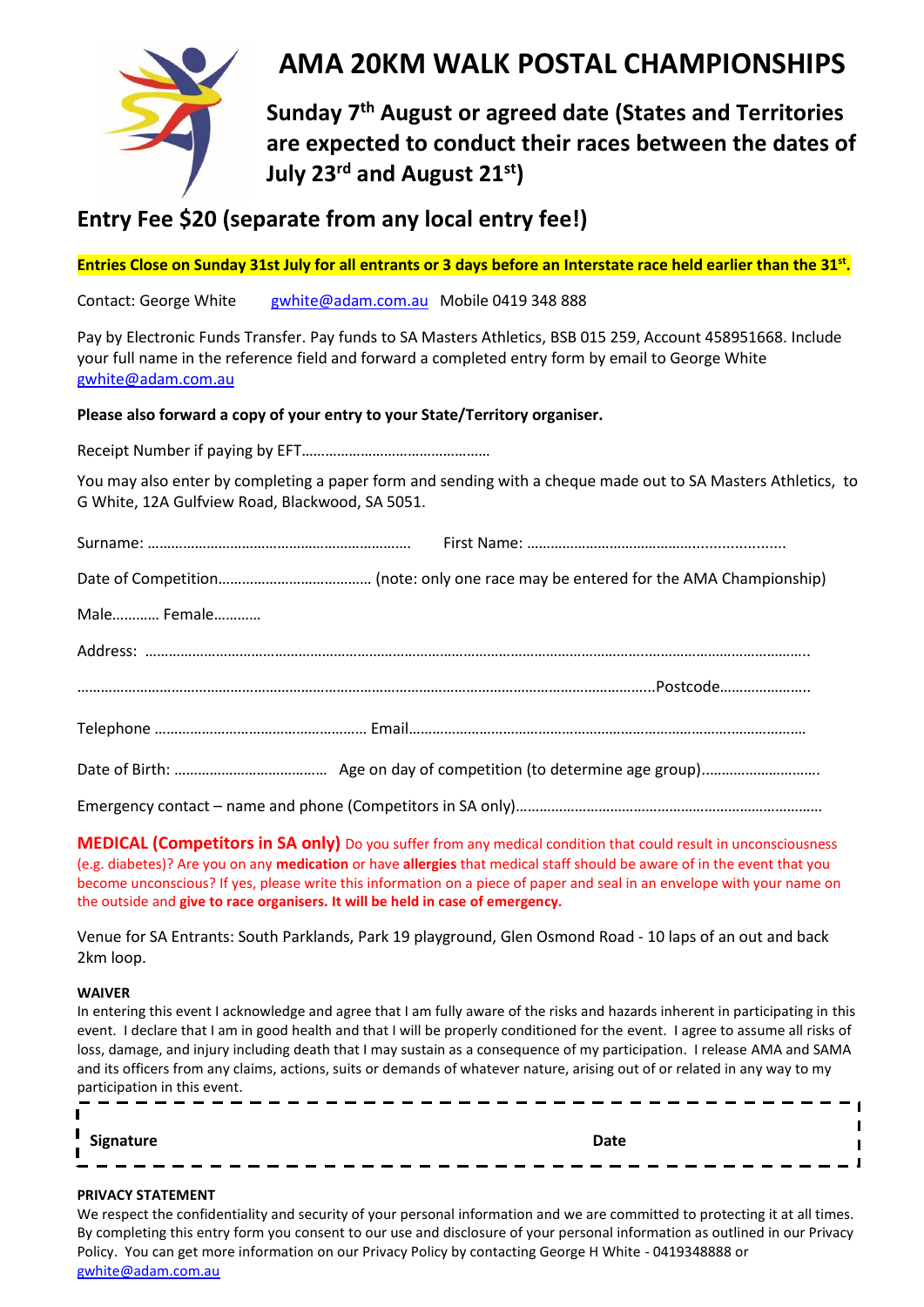// ...existing code...

# AMA 20KM WALK POSTAL CHAMPIONSHIPS

## Sunday 7th August or agreed date (States and Territories are expected to conduct their races between the dates of July 23rd and August 21st)

## Entry Fee $20 (separate from any local entry fee!)

**Entries Close on Sunday 31st July for all entrants or 3 days before an Interstate race held earlier than the 31st.**

Contact: George White gwhite@adam.com.au Mobile 0419 348 888

Pay by Electronic Funds Transfer. Pay funds to SA Masters Athletics, BSB 015 259, Account 458951668. Include your full name in the reference field and forward a completed entry form by email to George White gwhite@adam.com.au

**Please also forward a copy of your entry to your State/Territory organiser.**

Receipt Number if paying by EFT…………………………………………

You may also enter by completing a paper form and sending with a cheque made out to SA Masters Athletics, to G White, 12A Gulfview Road, Blackwood, SA 5051.

Surname: ………………………………………………………… First Name: ……………………………………………………..

Date of Competition………………………………… (note: only one race may be entered for the AMA Championship)

Male………… Female…………

Address: ……………………………………………………………………………………………………………………………………..

…………………………………………………………………………………………………………………………..Postcode…………………..

Telephone ……………………………………………… Email…………………………………………………………………………………

Date of Birth: ………………………………… Age on day of competition (to determine age group)……………………….

Emergency contact – name and phone (Competitors in SA only)……………………………………………………………………

**MEDICAL (Competitors in SA only)** Do you suffer from any medical condition that could result in unconsciousness (e.g. diabetes)? Are you on any **medication** or have **allergies** that medical staff should be aware of in the event that you become unconscious? If yes, please write this information on a piece of paper and seal in an envelope with your name on the outside and **give to race organisers. It will be held in case of emergency.**

Venue for SA Entrants: South Parklands, Park 19 playground, Glen Osmond Road - 10 laps of an out and back 2km loop.

**WAIVER**

In entering this event I acknowledge and agree that I am fully aware of the risks and hazards inherent in participating in this event. I declare that I am in good health and that I will be properly conditioned for the event. I agree to assume all risks of loss, damage, and injury including death that I may sustain as a consequence of my participation. I release AMA and SAMA and its officers from any claims, actions, suits or demands of whatever nature, arising out of or related in any way to my participation in this event.

**Signature** **Date**

**PRIVACY STATEMENT**

We respect the confidentiality and security of your personal information and we are committed to protecting it at all times. By completing this entry form you consent to our use and disclosure of your personal information as outlined in our Privacy Policy. You can get more information on our Privacy Policy by contacting George H White - 0419348888 or gwhite@adam.com.au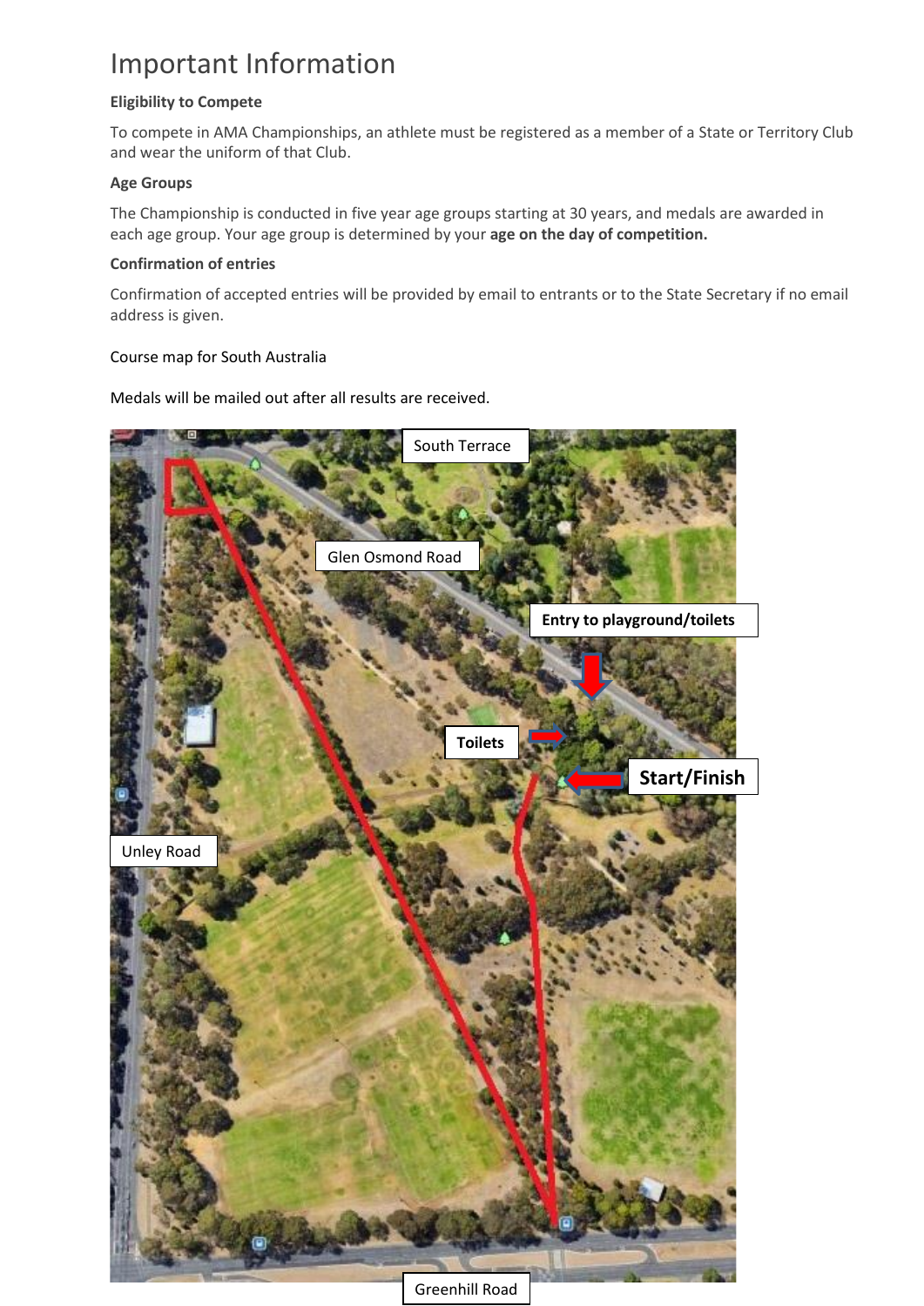# Important Information

**Eligibility to Compete**

To compete in AMA Championships, an athlete must be registered as a member of a State or Territory Club and wear the uniform of that Club.

**Age Groups**

The Championship is conducted in five year age groups starting at 30 years, and medals are awarded in each age group. Your age group is determined by your **age on the day of competition.**

**Confirmation of entries**

Confirmation of accepted entries will be provided by email to entrants or to the State Secretary if no email address is given.

Course map for South Australia

Medals will be mailed out after all results are received.

South Terrace

Glen Osmond Road

**Entry to playground/toilets**

**Toilets**

**Start/Finish**

Unley Road

Greenhill Road